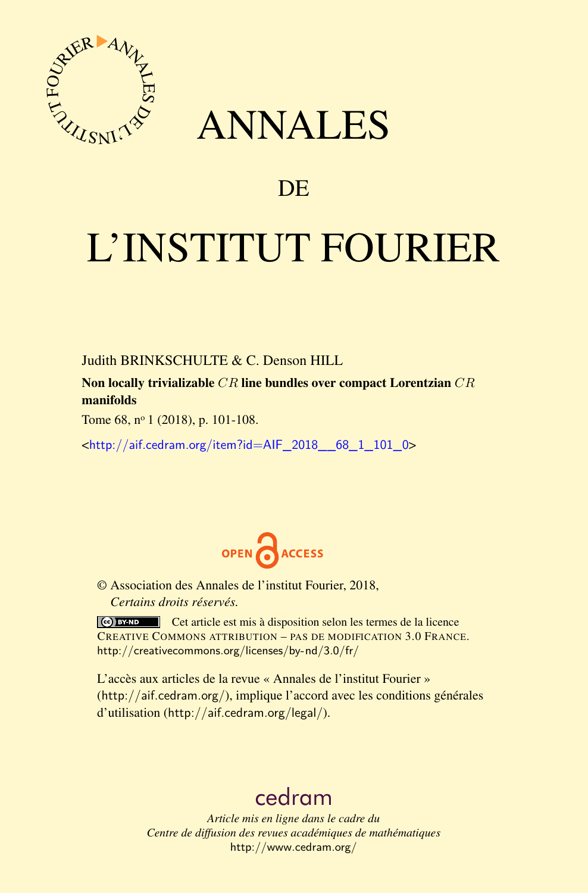# ANNALES

## DE

# L'INSTITUT FOURIER

Judith BRINKSCHULTE & C. Denson HILL

**Non locally trivializable $CR$ line bundles over compact Lorentzian $CR$ manifolds**

Tome 68, nº 1 (2018), p. 101-108.

<http://aif.cedram.org/item?id=AIF_2018__68_1_101_0>

OPEN ACCESS

© Association des Annales de l'institut Fourier, 2018,
*Certains droits réservés.*

Cet article est mis à disposition selon les termes de la licence CREATIVE COMMONS ATTRIBUTION – PAS DE MODIFICATION 3.0 FRANCE.
http://creativecommons.org/licenses/by-nd/3.0/fr/

L'accès aux articles de la revue « Annales de l'institut Fourier » (http://aif.cedram.org/), implique l'accord avec les conditions générales d'utilisation (http://aif.cedram.org/legal/).

cedram

*Article mis en ligne dans le cadre du*
*Centre de diffusion des revues académiques de mathématiques*
http://www.cedram.org/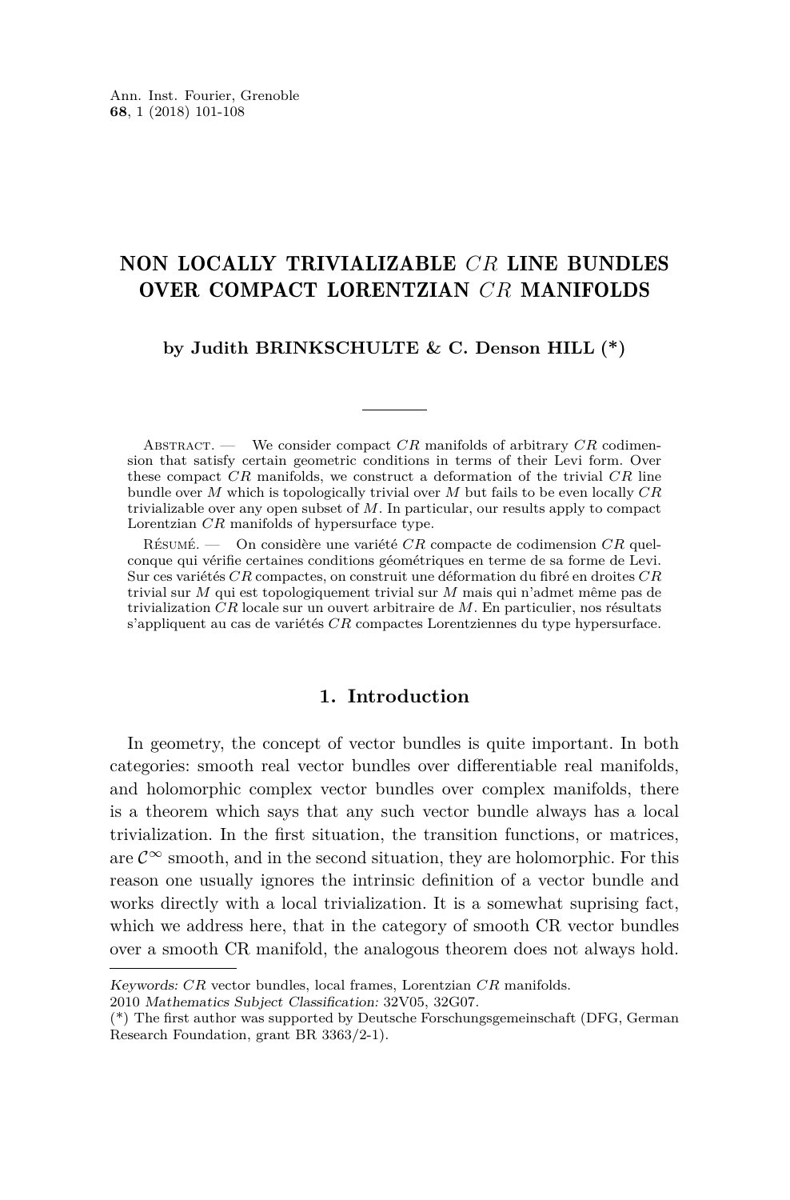# NON LOCALLY TRIVIALIZABLE $CR$ LINE BUNDLES OVER COMPACT LORENTZIAN $CR$ MANIFOLDS

**by Judith BRINKSCHULTE & C. Denson HILL (\*)**

Abstract. — We consider compact $CR$ manifolds of arbitrary $CR$ codimension that satisfy certain geometric conditions in terms of their Levi form. Over these compact $CR$ manifolds, we construct a deformation of the trivial $CR$ line bundle over $M$ which is topologically trivial over $M$ but fails to be even locally $CR$ trivializable over any open subset of $M$. In particular, our results apply to compact Lorentzian $CR$ manifolds of hypersurface type.

Résumé. — On considère une variété $CR$ compacte de codimension $CR$ quelconque qui vérifie certaines conditions géométriques en terme de sa forme de Levi. Sur ces variétés $CR$ compactes, on construit une déformation du fibré en droites $CR$ trivial sur $M$ qui est topologiquement trivial sur $M$ mais qui n'admet même pas de trivialization $CR$ locale sur un ouvert arbitraire de $M$. En particulier, nos résultats s'appliquent au cas de variétés $CR$ compactes Lorentziennes du type hypersurface.

## 1. Introduction

In geometry, the concept of vector bundles is quite important. In both categories: smooth real vector bundles over differentiable real manifolds, and holomorphic complex vector bundles over complex manifolds, there is a theorem which says that any such vector bundle always has a local trivialization. In the first situation, the transition functions, or matrices, are $\mathcal{C}^\infty$ smooth, and in the second situation, they are holomorphic. For this reason one usually ignores the intrinsic definition of a vector bundle and works directly with a local trivialization. It is a somewhat suprising fact, which we address here, that in the category of smooth CR vector bundles over a smooth CR manifold, the analogous theorem does not always hold.

---

*Keywords:* $CR$ vector bundles, local frames, Lorentzian $CR$ manifolds.
2010 *Mathematics Subject Classification:* 32V05, 32G07.
(\*) The first author was supported by Deutsche Forschungsgemeinschaft (DFG, German Research Foundation, grant BR 3363/2-1).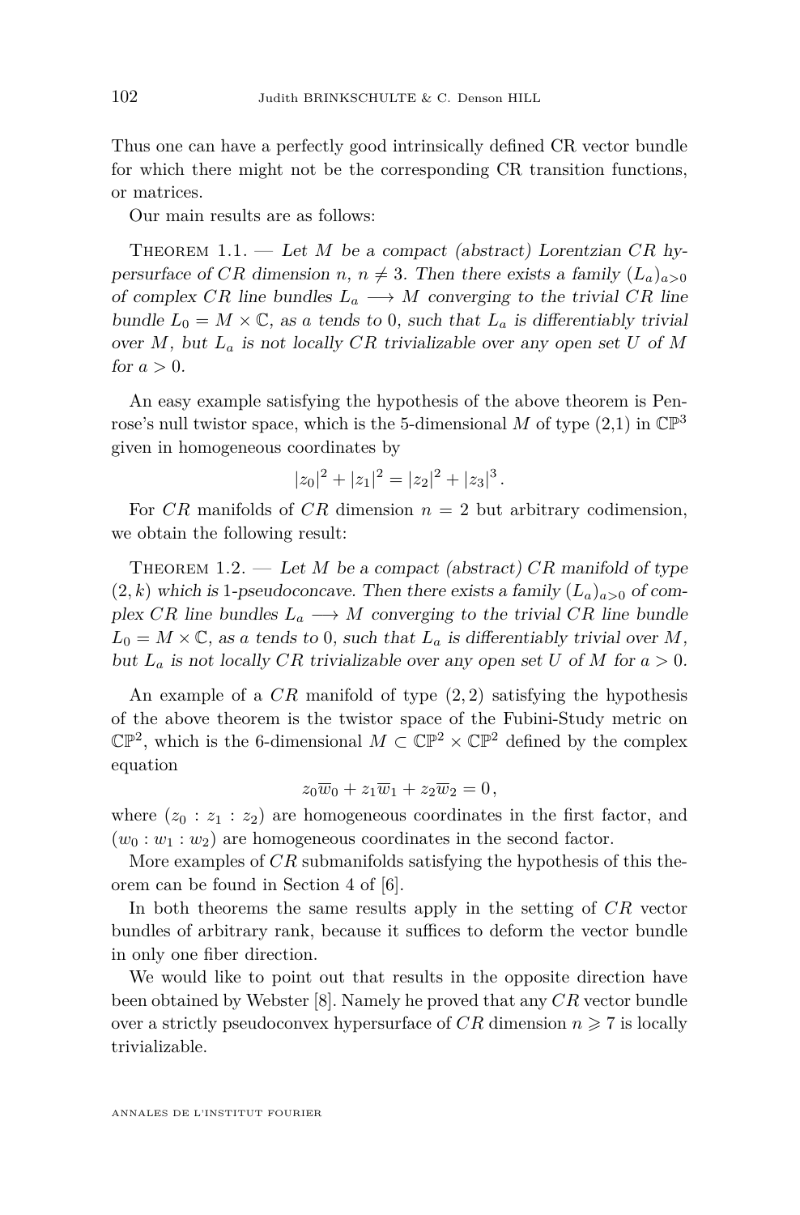Thus one can have a perfectly good intrinsically defined CR vector bundle for which there might not be the corresponding CR transition functions, or matrices.

Our main results are as follows:

Theorem 1.1. — *Let $M$ be a compact (abstract) Lorentzian CR hypersurface of CR dimension $n$, $n \neq 3$. Then there exists a family $(L_a)_{a>0}$ of complex CR line bundles $L_a \longrightarrow M$ converging to the trivial CR line bundle $L_0 = M \times \mathbb{C}$, as $a$ tends to 0, such that $L_a$ is differentiably trivial over $M$, but $L_a$ is not locally CR trivializable over any open set $U$ of $M$ for $a > 0$.*

An easy example satisfying the hypothesis of the above theorem is Penrose's null twistor space, which is the 5-dimensional $M$ of type (2,1) in $\mathbb{CP}^3$ given in homogeneous coordinates by

$$|z_0|^2 + |z_1|^2 = |z_2|^2 + |z_3|^3 .$$

For $CR$ manifolds of $CR$ dimension $n = 2$ but arbitrary codimension, we obtain the following result:

Theorem 1.2. — *Let $M$ be a compact (abstract) $CR$ manifold of type $(2, k)$ which is 1-pseudoconcave. Then there exists a family $(L_a)_{a>0}$ of complex $CR$ line bundles $L_a \longrightarrow M$ converging to the trivial $CR$ line bundle $L_0 = M \times \mathbb{C}$, as $a$ tends to 0, such that $L_a$ is differentiably trivial over $M$, but $L_a$ is not locally $CR$ trivializable over any open set $U$ of $M$ for $a > 0$.*

An example of a $CR$ manifold of type $(2, 2)$ satisfying the hypothesis of the above theorem is the twistor space of the Fubini-Study metric on $\mathbb{CP}^2$, which is the 6-dimensional $M \subset \mathbb{CP}^2 \times \mathbb{CP}^2$ defined by the complex equation

$$z_0\overline{w}_0 + z_1\overline{w}_1 + z_2\overline{w}_2 = 0 ,$$

where $(z_0 : z_1 : z_2)$ are homogeneous coordinates in the first factor, and $(w_0 : w_1 : w_2)$ are homogeneous coordinates in the second factor.

More examples of $CR$ submanifolds satisfying the hypothesis of this theorem can be found in Section 4 of [6].

In both theorems the same results apply in the setting of $CR$ vector bundles of arbitrary rank, because it suffices to deform the vector bundle in only one fiber direction.

We would like to point out that results in the opposite direction have been obtained by Webster [8]. Namely he proved that any $CR$ vector bundle over a strictly pseudoconvex hypersurface of $CR$ dimension $n \geqslant 7$ is locally trivializable.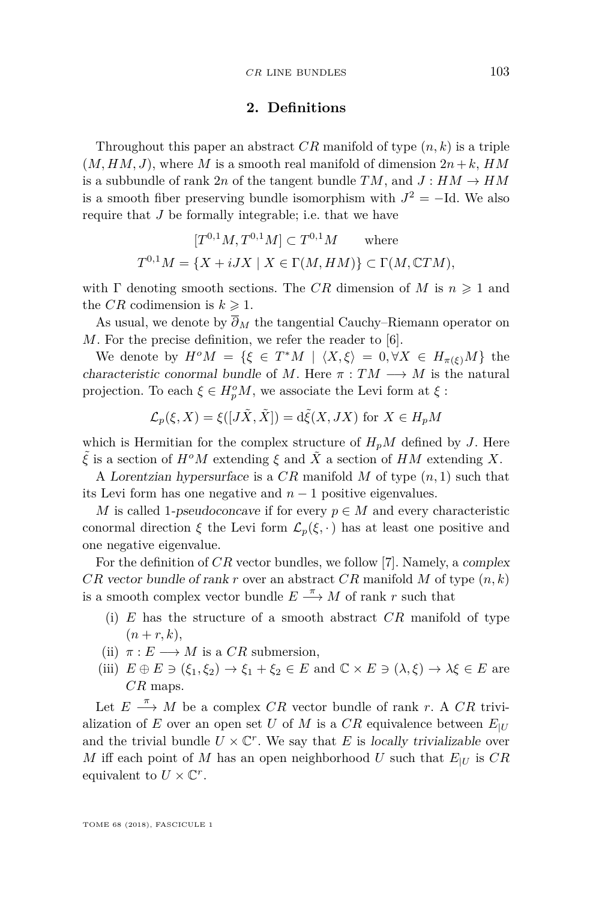## 2. Definitions

Throughout this paper an abstract $CR$ manifold of type $(n,k)$ is a triple $(M, HM, J)$, where $M$ is a smooth real manifold of dimension $2n+k$, $HM$ is a subbundle of rank $2n$ of the tangent bundle $TM$, and $J : HM \to HM$ is a smooth fiber preserving bundle isomorphism with $J^2 = -\mathrm{Id}$. We also require that $J$ be formally integrable; i.e. that we have

$$[T^{0,1}M, T^{0,1}M] \subset T^{0,1}M \qquad \text{where}$$
$$T^{0,1}M = \{X + iJX \mid X \in \Gamma(M, HM)\} \subset \Gamma(M, \mathbb{C}TM),$$

with $\Gamma$ denoting smooth sections. The $CR$ dimension of $M$ is $n \geqslant 1$ and the $CR$ codimension is $k \geqslant 1$.

As usual, we denote by $\overline{\partial}_M$ the tangential Cauchy–Riemann operator on $M$. For the precise definition, we refer the reader to [6].

We denote by $H^oM = \{\xi \in T^*M \mid \langle X, \xi \rangle = 0, \forall X \in H_{\pi(\xi)}M\}$ the *characteristic conormal bundle* of $M$. Here $\pi : TM \longrightarrow M$ is the natural projection. To each $\xi \in H^o_pM$, we associate the Levi form at $\xi$ :

$$\mathcal{L}_p(\xi, X) = \xi([J\tilde{X}, \tilde{X}]) = \mathrm{d}\tilde{\xi}(X, JX) \text{ for } X \in H_pM$$

which is Hermitian for the complex structure of $H_pM$ defined by $J$. Here $\tilde{\xi}$ is a section of $H^oM$ extending $\xi$ and $\tilde{X}$ a section of $HM$ extending $X$.

A *Lorentzian hypersurface* is a $CR$ manifold $M$ of type $(n,1)$ such that its Levi form has one negative and $n-1$ positive eigenvalues.

$M$ is called 1-*pseudoconcave* if for every $p \in M$ and every characteristic conormal direction $\xi$ the Levi form $\mathcal{L}_p(\xi, \cdot\,)$ has at least one positive and one negative eigenvalue.

For the definition of $CR$ vector bundles, we follow [7]. Namely, a *complex CR vector bundle of rank r* over an abstract $CR$ manifold $M$ of type $(n,k)$ is a smooth complex vector bundle $E \xrightarrow{\pi} M$ of rank $r$ such that

- (i) $E$ has the structure of a smooth abstract $CR$ manifold of type $(n+r, k)$,
- (ii) $\pi : E \longrightarrow M$ is a $CR$ submersion,
- (iii) $E \oplus E \ni (\xi_1, \xi_2) \to \xi_1 + \xi_2 \in E$ and $\mathbb{C} \times E \ni (\lambda, \xi) \to \lambda\xi \in E$ are $CR$ maps.

Let $E \xrightarrow{\pi} M$ be a complex $CR$ vector bundle of rank $r$. A $CR$ trivialization of $E$ over an open set $U$ of $M$ is a $CR$ equivalence between $E_{|U}$ and the trivial bundle $U \times \mathbb{C}^r$. We say that $E$ is *locally trivializable* over $M$ iff each point of $M$ has an open neighborhood $U$ such that $E_{|U}$ is $CR$ equivalent to $U \times \mathbb{C}^r$.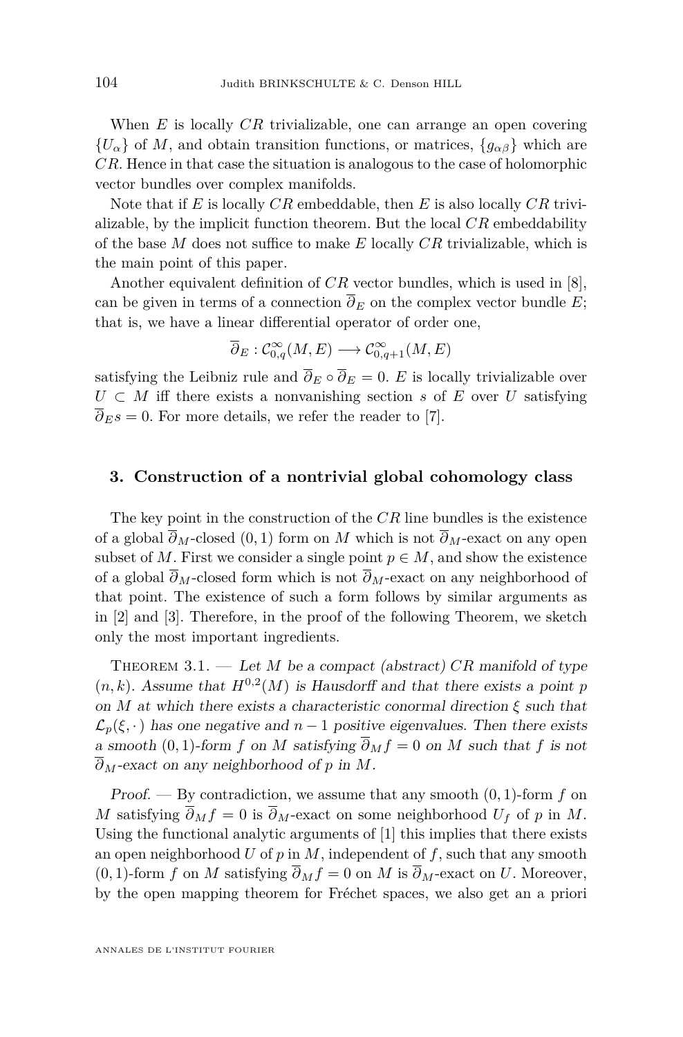When $E$ is locally $CR$ trivializable, one can arrange an open covering $\{U_\alpha\}$ of $M$, and obtain transition functions, or matrices, $\{g_{\alpha\beta}\}$ which are $CR$. Hence in that case the situation is analogous to the case of holomorphic vector bundles over complex manifolds.

Note that if $E$ is locally $CR$ embeddable, then $E$ is also locally $CR$ trivializable, by the implicit function theorem. But the local $CR$ embeddability of the base $M$ does not suffice to make $E$ locally $CR$ trivializable, which is the main point of this paper.

Another equivalent definition of $CR$ vector bundles, which is used in [8], can be given in terms of a connection $\overline{\partial}_E$ on the complex vector bundle $E$; that is, we have a linear differential operator of order one,

$$\overline{\partial}_E : \mathcal{C}^\infty_{0,q}(M,E) \longrightarrow \mathcal{C}^\infty_{0,q+1}(M,E)$$

satisfying the Leibniz rule and $\overline{\partial}_E \circ \overline{\partial}_E = 0$. $E$ is locally trivializable over $U \subset M$ iff there exists a nonvanishing section $s$ of $E$ over $U$ satisfying $\overline{\partial}_E s = 0$. For more details, we refer the reader to [7].

## 3. Construction of a nontrivial global cohomology class

The key point in the construction of the $CR$ line bundles is the existence of a global $\overline{\partial}_M$-closed $(0,1)$ form on $M$ which is not $\overline{\partial}_M$-exact on any open subset of $M$. First we consider a single point $p \in M$, and show the existence of a global $\overline{\partial}_M$-closed form which is not $\overline{\partial}_M$-exact on any neighborhood of that point. The existence of such a form follows by similar arguments as in [2] and [3]. Therefore, in the proof of the following Theorem, we sketch only the most important ingredients.

Theorem 3.1. — *Let $M$ be a compact (abstract) $CR$ manifold of type $(n,k)$. Assume that $H^{0,2}(M)$ is Hausdorff and that there exists a point $p$ on $M$ at which there exists a characteristic conormal direction $\xi$ such that $\mathcal{L}_p(\xi,\cdot)$ has one negative and $n-1$ positive eigenvalues. Then there exists a smooth $(0,1)$-form $f$ on $M$ satisfying $\overline{\partial}_M f = 0$ on $M$ such that $f$ is not $\overline{\partial}_M$-exact on any neighborhood of $p$ in $M$.*

*Proof.* — By contradiction, we assume that any smooth $(0,1)$-form $f$ on $M$ satisfying $\overline{\partial}_M f = 0$ is $\overline{\partial}_M$-exact on some neighborhood $U_f$ of $p$ in $M$. Using the functional analytic arguments of [1] this implies that there exists an open neighborhood $U$ of $p$ in $M$, independent of $f$, such that any smooth $(0,1)$-form $f$ on $M$ satisfying $\overline{\partial}_M f = 0$ on $M$ is $\overline{\partial}_M$-exact on $U$. Moreover, by the open mapping theorem for Fréchet spaces, we also get an a priori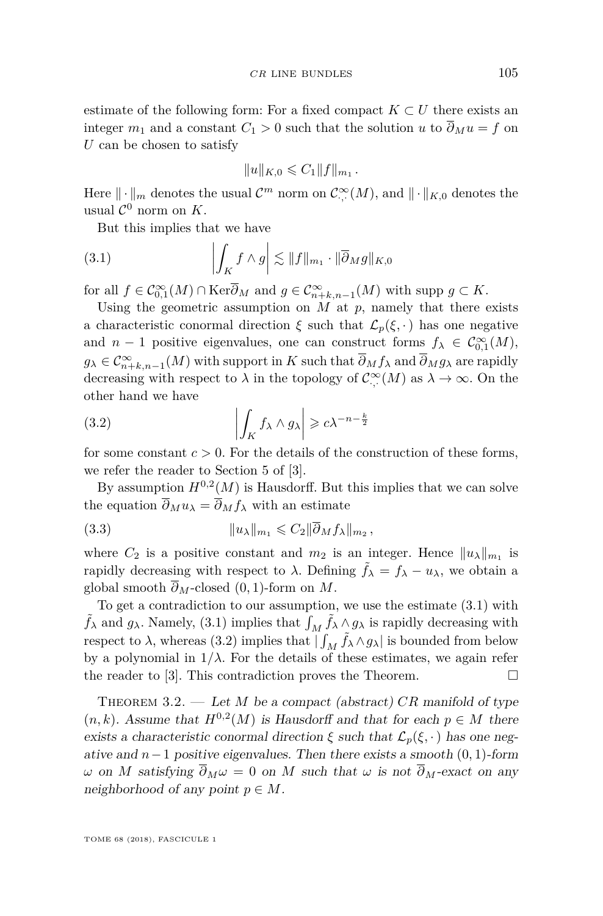estimate of the following form: For a fixed compact $K \subset U$ there exists an integer $m_1$ and a constant $C_1 > 0$ such that the solution $u$ to $\overline{\partial}_M u = f$ on $U$ can be chosen to satisfy

$$\|u\|_{K,0} \leqslant C_1 \|f\|_{m_1}.$$

Here $\|\cdot\|_m$ denotes the usual $\mathcal{C}^m$ norm on $\mathcal{C}^\infty_{\cdot,\cdot}(M)$, and $\|\cdot\|_{K,0}$ denotes the usual $\mathcal{C}^0$ norm on $K$.

But this implies that we have

$$\left| \int_K f \wedge g \right| \lesssim \|f\|_{m_1} \cdot \|\overline{\partial}_M g\|_{K,0} \tag{3.1}$$

for all $f \in \mathcal{C}^\infty_{0,1}(M) \cap \operatorname{Ker}\overline{\partial}_M$ and $g \in \mathcal{C}^\infty_{n+k,n-1}(M)$ with $\operatorname{supp} g \subset K$.

Using the geometric assumption on $M$ at $p$, namely that there exists a characteristic conormal direction $\xi$ such that $\mathcal{L}_p(\xi,\cdot)$ has one negative and $n-1$ positive eigenvalues, one can construct forms $f_\lambda \in \mathcal{C}^\infty_{0,1}(M)$, $g_\lambda \in \mathcal{C}^\infty_{n+k,n-1}(M)$ with support in $K$ such that $\overline{\partial}_M f_\lambda$ and $\overline{\partial}_M g_\lambda$ are rapidly decreasing with respect to $\lambda$ in the topology of $\mathcal{C}^\infty_{\cdot,\cdot}(M)$ as $\lambda \to \infty$. On the other hand we have

$$\left| \int_K f_\lambda \wedge g_\lambda \right| \geqslant c\lambda^{-n-\frac{k}{2}} \tag{3.2}$$

for some constant $c > 0$. For the details of the construction of these forms, we refer the reader to Section 5 of [3].

By assumption $H^{0,2}(M)$ is Hausdorff. But this implies that we can solve the equation $\overline{\partial}_M u_\lambda = \overline{\partial}_M f_\lambda$ with an estimate

$$\|u_\lambda\|_{m_1} \leqslant C_2 \|\overline{\partial}_M f_\lambda\|_{m_2}, \tag{3.3}$$

where $C_2$ is a positive constant and $m_2$ is an integer. Hence $\|u_\lambda\|_{m_1}$ is rapidly decreasing with respect to $\lambda$. Defining $\tilde{f}_\lambda = f_\lambda - u_\lambda$, we obtain a global smooth $\overline{\partial}_M$-closed $(0,1)$-form on $M$.

To get a contradiction to our assumption, we use the estimate (3.1) with $\tilde{f}_\lambda$ and $g_\lambda$. Namely, (3.1) implies that $\int_M \tilde{f}_\lambda \wedge g_\lambda$ is rapidly decreasing with respect to $\lambda$, whereas (3.2) implies that $|\int_M \tilde{f}_\lambda \wedge g_\lambda|$ is bounded from below by a polynomial in $1/\lambda$. For the details of these estimates, we again refer the reader to [3]. This contradiction proves the Theorem. $\square$

Theorem 3.2. — *Let $M$ be a compact (abstract) CR manifold of type $(n,k)$. Assume that $H^{0,2}(M)$ is Hausdorff and that for each $p \in M$ there exists a characteristic conormal direction $\xi$ such that $\mathcal{L}_p(\xi,\cdot)$ has one negative and $n-1$ positive eigenvalues. Then there exists a smooth $(0,1)$-form $\omega$ on $M$ satisfying $\overline{\partial}_M \omega = 0$ on $M$ such that $\omega$ is not $\overline{\partial}_M$-exact on any neighborhood of any point $p \in M$.*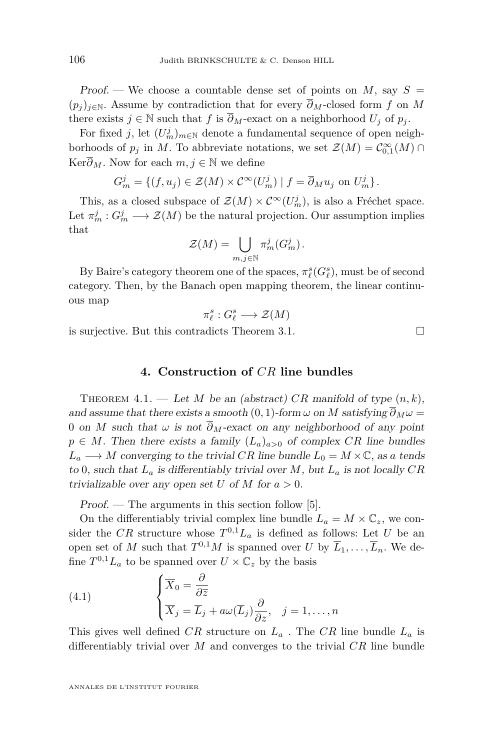*Proof.* — We choose a countable dense set of points on $M$, say $S = (p_j)_{j\in\mathbb{N}}$. Assume by contradiction that for every $\overline{\partial}_M$-closed form $f$ on $M$ there exists $j \in \mathbb{N}$ such that $f$ is $\overline{\partial}_M$-exact on a neighborhood $U_j$ of $p_j$.

For fixed $j$, let $(U_m^j)_{m\in\mathbb{N}}$ denote a fundamental sequence of open neighborhoods of $p_j$ in $M$. To abbreviate notations, we set $\mathcal{Z}(M) = \mathcal{C}^\infty_{0,1}(M) \cap \mathrm{Ker}\overline{\partial}_M$. Now for each $m, j \in \mathbb{N}$ we define

$$G_m^j = \{(f, u_j) \in \mathcal{Z}(M) \times \mathcal{C}^\infty(U_m^j) \mid f = \overline{\partial}_M u_j \text{ on } U_m^j\}.$$

This, as a closed subspace of $\mathcal{Z}(M) \times \mathcal{C}^\infty(U_m^j)$, is also a Fréchet space. Let $\pi_m^j : G_m^j \longrightarrow \mathcal{Z}(M)$ be the natural projection. Our assumption implies that

$$\mathcal{Z}(M) = \bigcup_{m,j\in\mathbb{N}} \pi_m^j(G_m^j).$$

By Baire's category theorem one of the spaces, $\pi_\ell^s(G_\ell^s)$, must be of second category. Then, by the Banach open mapping theorem, the linear continuous map

$$\pi_\ell^s : G_\ell^s \longrightarrow \mathcal{Z}(M)$$

is surjective. But this contradicts Theorem 3.1. □

## 4. Construction of $CR$ line bundles

THEOREM 4.1. — *Let $M$ be an (abstract) $CR$ manifold of type $(n, k)$, and assume that there exists a smooth $(0,1)$-form $\omega$ on $M$ satisfying $\overline{\partial}_M \omega = 0$ on $M$ such that $\omega$ is not $\overline{\partial}_M$-exact on any neighborhood of any point $p \in M$. Then there exists a family $(L_a)_{a>0}$ of complex $CR$ line bundles $L_a \longrightarrow M$ converging to the trivial $CR$ line bundle $L_0 = M \times \mathbb{C}$, as $a$ tends to $0$, such that $L_a$ is differentiably trivial over $M$, but $L_a$ is not locally $CR$ trivializable over any open set $U$ of $M$ for $a > 0$.*

*Proof.* — The arguments in this section follow [5].

On the differentiably trivial complex line bundle $L_a = M \times \mathbb{C}_z$, we consider the $CR$ structure whose $T^{0,1}L_a$ is defined as follows: Let $U$ be an open set of $M$ such that $T^{0,1}M$ is spanned over $U$ by $\overline{L}_1, \ldots, \overline{L}_n$. We define $T^{0,1}L_a$ to be spanned over $U \times \mathbb{C}_z$ by the basis

$$\begin{cases} \overline{X}_0 = \dfrac{\partial}{\partial \overline{z}} \\ \overline{X}_j = \overline{L}_j + a\omega(\overline{L}_j)\dfrac{\partial}{\partial z}, \quad j = 1, \ldots, n \end{cases} \tag{4.1}$$

This gives well defined $CR$ structure on $L_a$ . The $CR$ line bundle $L_a$ is differentiably trivial over $M$ and converges to the trivial $CR$ line bundle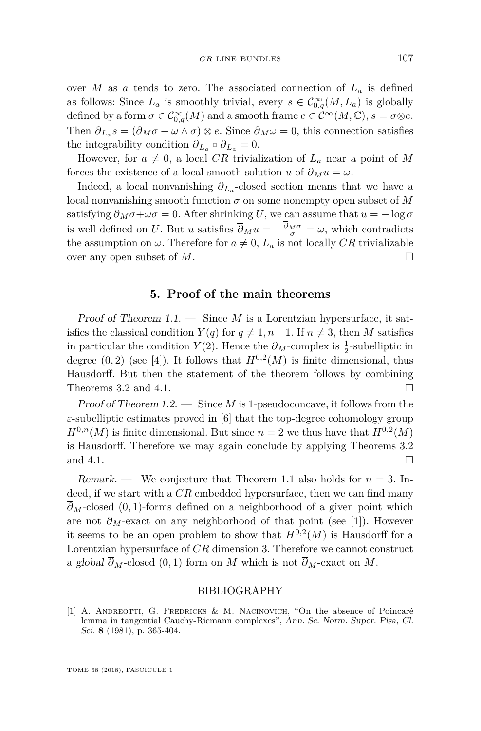over $M$ as $a$ tends to zero. The associated connection of $L_a$ is defined as follows: Since $L_a$ is smoothly trivial, every $s \in \mathcal{C}^\infty_{0,q}(M, L_a)$ is globally defined by a form $\sigma \in \mathcal{C}^\infty_{0,q}(M)$ and a smooth frame $e \in \mathcal{C}^\infty(M, \mathbb{C})$, $s = \sigma \otimes e$. Then $\overline{\partial}_{L_a} s = (\overline{\partial}_M \sigma + \omega \wedge \sigma) \otimes e$. Since $\overline{\partial}_M \omega = 0$, this connection satisfies the integrability condition $\overline{\partial}_{L_a} \circ \overline{\partial}_{L_a} = 0$.

However, for $a \neq 0$, a local $CR$ trivialization of $L_a$ near a point of $M$ forces the existence of a local smooth solution $u$ of $\overline{\partial}_M u = \omega$.

Indeed, a local nonvanishing $\overline{\partial}_{L_a}$-closed section means that we have a local nonvanishing smooth function $\sigma$ on some nonempty open subset of $M$ satisfying $\overline{\partial}_M \sigma + \omega \sigma = 0$. After shrinking $U$, we can assume that $u = -\log \sigma$ is well defined on $U$. But $u$ satisfies $\overline{\partial}_M u = -\frac{\overline{\partial}_M \sigma}{\sigma} = \omega$, which contradicts the assumption on $\omega$. Therefore for $a \neq 0$, $L_a$ is not locally $CR$ trivializable over any open subset of $M$. □

## 5. Proof of the main theorems

*Proof of Theorem 1.1.* — Since $M$ is a Lorentzian hypersurface, it satisfies the classical condition $Y(q)$ for $q \neq 1, n-1$. If $n \neq 3$, then $M$ satisfies in particular the condition $Y(2)$. Hence the $\overline{\partial}_M$-complex is $\frac{1}{2}$-subelliptic in degree $(0, 2)$ (see [4]). It follows that $H^{0,2}(M)$ is finite dimensional, thus Hausdorff. But then the statement of the theorem follows by combining Theorems 3.2 and 4.1. □

*Proof of Theorem 1.2.* — Since $M$ is 1-pseudoconcave, it follows from the $\varepsilon$-subelliptic estimates proved in [6] that the top-degree cohomology group $H^{0,n}(M)$ is finite dimensional. But since $n = 2$ we thus have that $H^{0,2}(M)$ is Hausdorff. Therefore we may again conclude by applying Theorems 3.2 and 4.1. □

*Remark.* — We conjecture that Theorem 1.1 also holds for $n = 3$. Indeed, if we start with a $CR$ embedded hypersurface, then we can find many $\overline{\partial}_M$-closed $(0, 1)$-forms defined on a neighborhood of a given point which are not $\overline{\partial}_M$-exact on any neighborhood of that point (see [1]). However it seems to be an open problem to show that $H^{0,2}(M)$ is Hausdorff for a Lorentzian hypersurface of $CR$ dimension 3. Therefore we cannot construct a *global* $\overline{\partial}_M$-closed $(0, 1)$ form on $M$ which is not $\overline{\partial}_M$-exact on $M$.

## BIBLIOGRAPHY

[1] A. Andreotti, G. Fredricks & M. Nacinovich, "On the absence of Poincaré lemma in tangential Cauchy-Riemann complexes", *Ann. Sc. Norm. Super. Pisa, Cl. Sci.* **8** (1981), p. 365-404.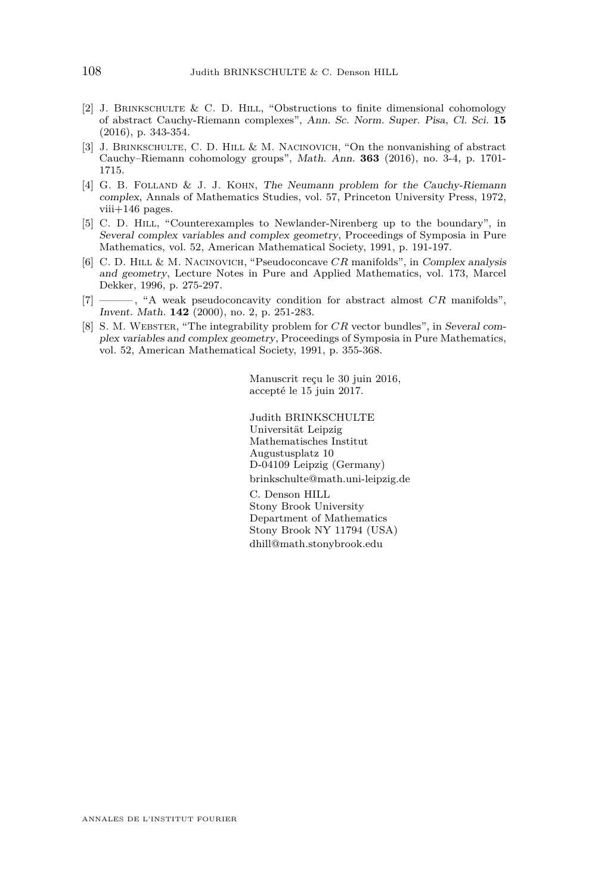[2] J. Brinkschulte & C. D. Hill, "Obstructions to finite dimensional cohomology of abstract Cauchy-Riemann complexes", *Ann. Sc. Norm. Super. Pisa, Cl. Sci.* **15** (2016), p. 343-354.

[3] J. Brinkschulte, C. D. Hill & M. Nacinovich, "On the nonvanishing of abstract Cauchy–Riemann cohomology groups", *Math. Ann.* **363** (2016), no. 3-4, p. 1701-1715.

[4] G. B. Folland & J. J. Kohn, *The Neumann problem for the Cauchy-Riemann complex*, Annals of Mathematics Studies, vol. 57, Princeton University Press, 1972, viii+146 pages.

[5] C. D. Hill, "Counterexamples to Newlander-Nirenberg up to the boundary", in *Several complex variables and complex geometry*, Proceedings of Symposia in Pure Mathematics, vol. 52, American Mathematical Society, 1991, p. 191-197.

[6] C. D. Hill & M. Nacinovich, "Pseudoconcave $CR$ manifolds", in *Complex analysis and geometry*, Lecture Notes in Pure and Applied Mathematics, vol. 173, Marcel Dekker, 1996, p. 275-297.

[7] ———, "A weak pseudoconcavity condition for abstract almost $CR$ manifolds", *Invent. Math.* **142** (2000), no. 2, p. 251-283.

[8] S. M. Webster, "The integrability problem for $CR$ vector bundles", in *Several complex variables and complex geometry*, Proceedings of Symposia in Pure Mathematics, vol. 52, American Mathematical Society, 1991, p. 355-368.

Manuscrit reçu le 30 juin 2016,
accepté le 15 juin 2017.

Judith BRINKSCHULTE
Universität Leipzig
Mathematisches Institut
Augustusplatz 10
D-04109 Leipzig (Germany)
brinkschulte@math.uni-leipzig.de

C. Denson HILL
Stony Brook University
Department of Mathematics
Stony Brook NY 11794 (USA)
dhill@math.stonybrook.edu